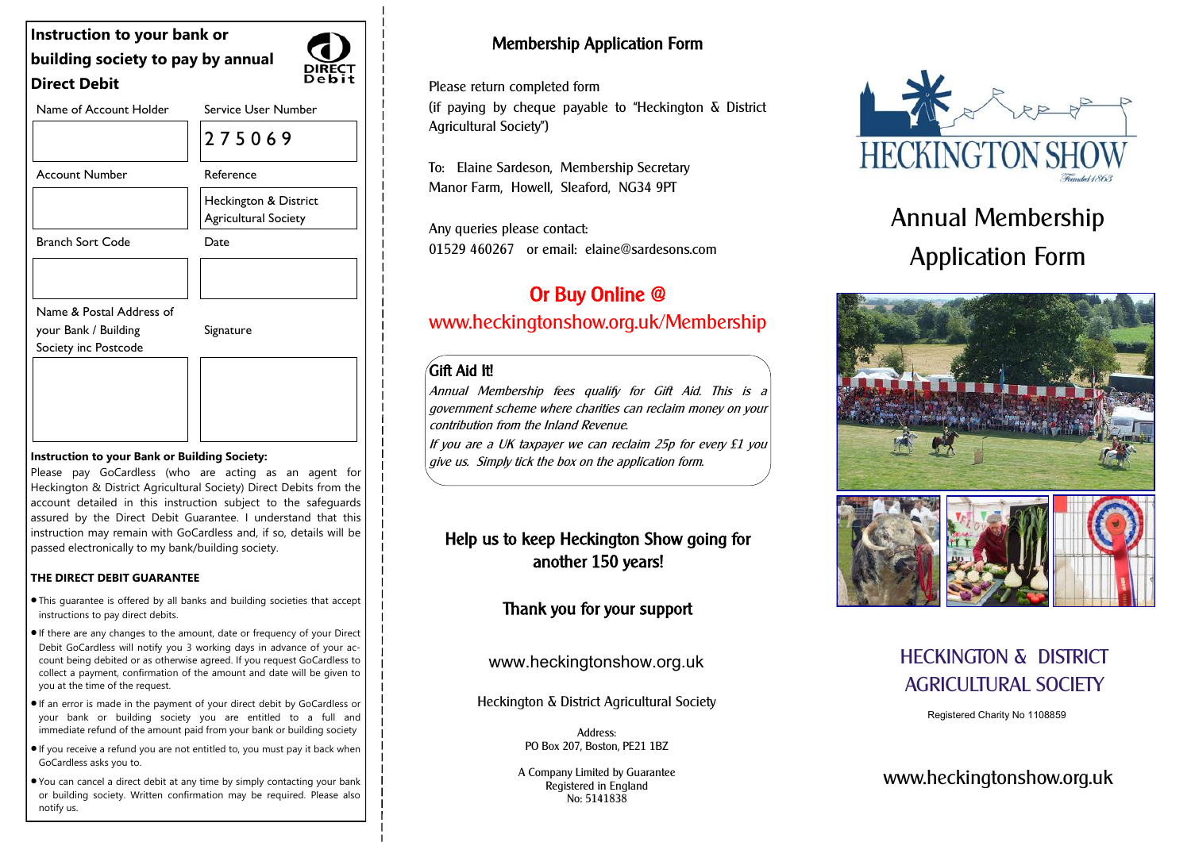## Instruction to your bank or building society to pay by annual Direct Debit

DIRECT Debit

| Name of Account Holder | Service User Number |
| --- | --- |
| | 2 7 5 0 6 9 |
| **Account Number** | **Reference** |
| | Heckington & District Agricultural Society |
| **Branch Sort Code** | **Date** |
| | |
| **Name & Postal Address of your Bank / Building Society inc Postcode** | **Signature** |
| | |

**Instruction to your Bank or Building Society:**

Please pay GoCardless (who are acting as an agent for Heckington & District Agricultural Society) Direct Debits from the account detailed in this instruction subject to the safeguards assured by the Direct Debit Guarantee. I understand that this instruction may remain with GoCardless and, if so, details will be passed electronically to my bank/building society.

**THE DIRECT DEBIT GUARANTEE**

- This guarantee is offered by all banks and building societies that accept instructions to pay direct debits.
- If there are any changes to the amount, date or frequency of your Direct Debit GoCardless will notify you 3 working days in advance of your account being debited or as otherwise agreed. If you request GoCardless to collect a payment, confirmation of the amount and date will be given to you at the time of the request.
- If an error is made in the payment of your direct debit by GoCardless or your bank or building society you are entitled to a full and immediate refund of the amount paid from your bank or building society
- If you receive a refund you are not entitled to, you must pay it back when GoCardless asks you to.
- You can cancel a direct debit at any time by simply contacting your bank or building society. Written confirmation may be required. Please also notify us.

## Membership Application Form

Please return completed form
(if paying by cheque payable to "Heckington & District Agricultural Society")

To: Elaine Sardeson, Membership Secretary
Manor Farm, Howell, Sleaford, NG34 9PT

Any queries please contact:
01529 460267 or email: elaine@sardesons.com

### Or Buy Online @
www.heckingtonshow.org.uk/Membership

### Gift Aid It!

*Annual Membership fees qualify for Gift Aid. This is a government scheme where charities can reclaim money on your contribution from the Inland Revenue.*

*If you are a UK taxpayer we can reclaim 25p for every £1 you give us. Simply tick the box on the application form.*

### Help us to keep Heckington Show going for another 150 years!

### Thank you for your support

www.heckingtonshow.org.uk

Heckington & District Agricultural Society

Address:
PO Box 207, Boston, PE21 1BZ

A Company Limited by Guarantee
Registered in England
No: 5141838

HECKINGTON SHOW
Founded 1863

# Annual Membership Application Form

## HECKINGTON & DISTRICT AGRICULTURAL SOCIETY

Registered Charity No 1108859

www.heckingtonshow.org.uk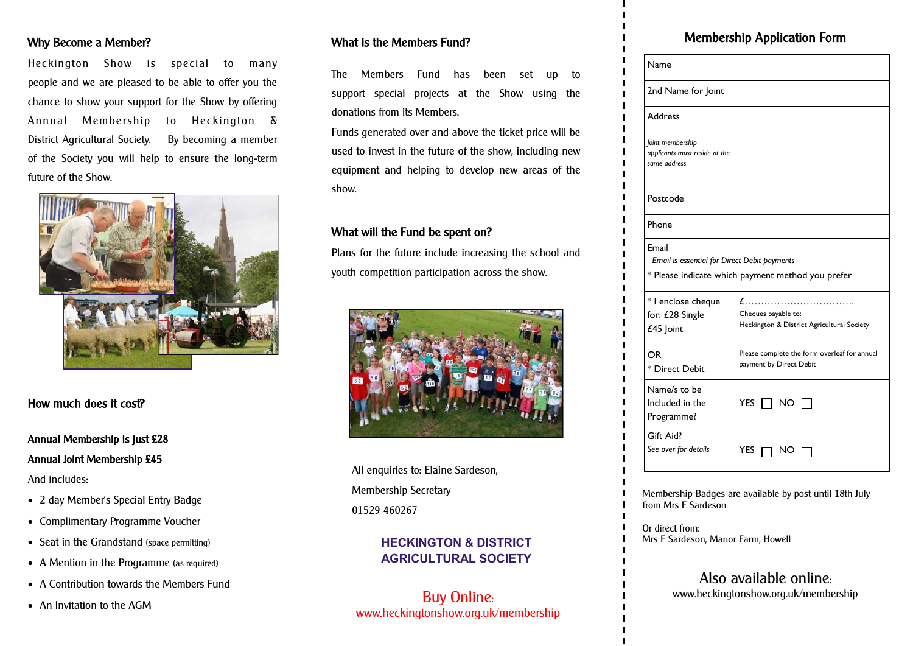## Why Become a Member?

Heckington Show is special to many people and we are pleased to be able to offer you the chance to show your support for the Show by offering Annual Membership to Heckington & District Agricultural Society. By becoming a member of the Society you will help to ensure the long-term future of the Show.

## How much does it cost?

**Annual Membership is just £28**

**Annual Joint Membership £45**

And includes:

- 2 day Member's Special Entry Badge
- Complimentary Programme Voucher
- Seat in the Grandstand (space permitting)
- A Mention in the Programme (as required)
- A Contribution towards the Members Fund
- An Invitation to the AGM

## What is the Members Fund?

The Members Fund has been set up to support special projects at the Show using the donations from its Members.

Funds generated over and above the ticket price will be used to invest in the future of the show, including new equipment and helping to develop new areas of the show.

## What will the Fund be spent on?

Plans for the future include increasing the school and youth competition participation across the show.

All enquiries to: Elaine Sardeson, Membership Secretary 01529 460267

**HECKINGTON & DISTRICT AGRICULTURAL SOCIETY**

Buy Online:
www.heckingtonshow.org.uk/membership

## Membership Application Form

| | |
|---|---|
| Name | |
| 2nd Name for Joint | |
| Address<br>*Joint membership applicants must reside at the same address* | |
| Postcode | |
| Phone | |
| Email<br>*Email is essential for Direct Debit payments* | |
| * Please indicate which payment method you prefer | |
| * I enclose cheque for: £28 Single £45 Joint | £…………………………….<br>Cheques payable to: Heckington & District Agricultural Society |
| OR<br>* Direct Debit | Please complete the form overleaf for annual payment by Direct Debit |
| Name/s to be Included in the Programme? | YES ☐ NO ☐ |
| Gift Aid?<br>*See over for details* | YES ☐ NO ☐ |

Membership Badges are available by post until 18th July from Mrs E Sardeson

Or direct from:
Mrs E Sardeson, Manor Farm, Howell

Also available online:
www.heckingtonshow.org.uk/membership